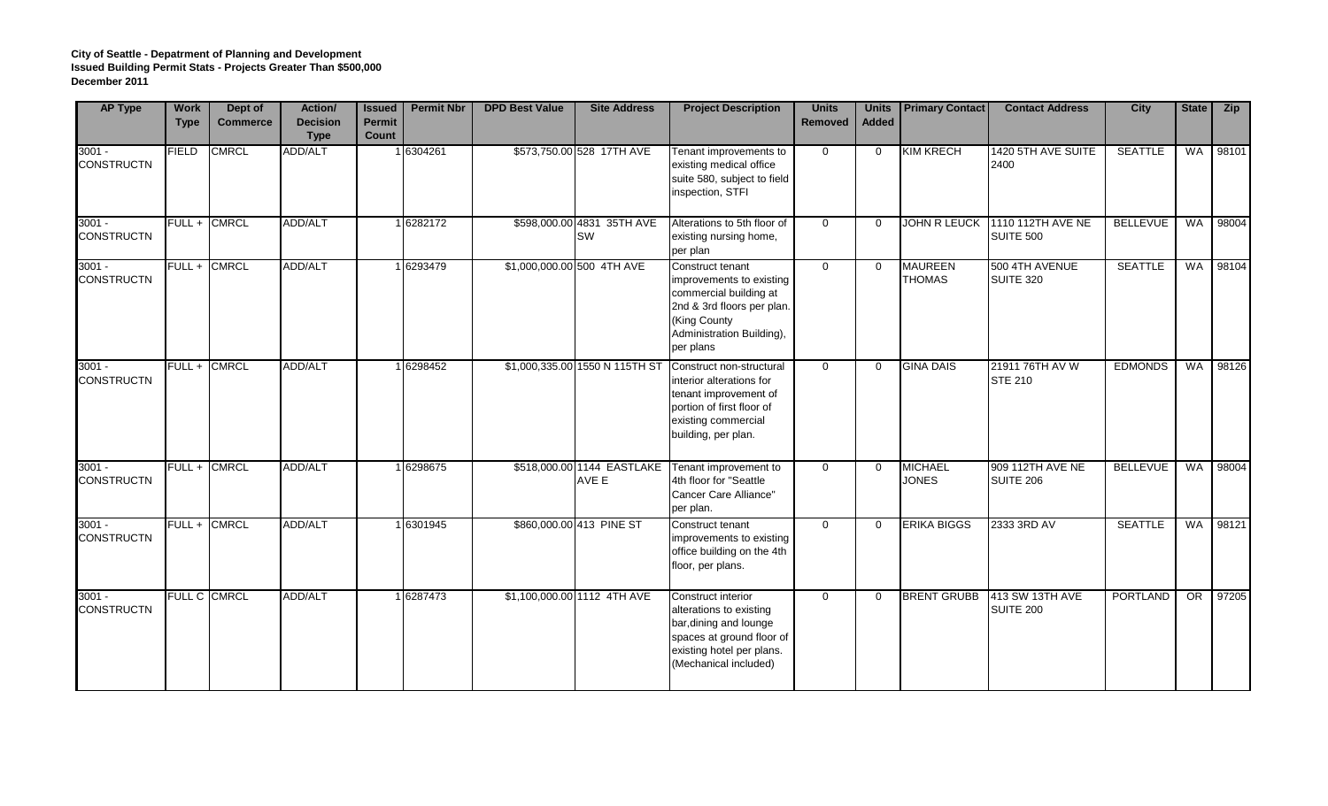**City of Seattle - Depatrment of Planning and Development**
**Issued Building Permit Stats - Projects Greater Than $500,000**
**December 2011**

| AP Type | Work Type | Dept of Commerce | Action/ Decision Type | Issued Permit Count | Permit Nbr | DPD Best Value | Site Address | Project Description | Units Removed | Units Added | Primary Contact | Contact Address | City | State | Zip |
|---|---|---|---|---|---|---|---|---|---|---|---|---|---|---|---|
| 3001 - CONSTRUCTN | FIELD | CMRCL | ADD/ALT | 1 | 6304261 | $573,750.00 | 528 17TH AVE | Tenant improvements to existing medical office suite 580, subject to field inspection, STFI | 0 | 0 | KIM KRECH | 1420 5TH AVE SUITE 2400 | SEATTLE | WA | 98101 |
| 3001 - CONSTRUCTN | FULL + | CMRCL | ADD/ALT | 1 | 6282172 | $598,000.00 | 4831 35TH AVE SW | Alterations to 5th floor of existing nursing home, per plan | 0 | 0 | JOHN R LEUCK | 1110 112TH AVE NE SUITE 500 | BELLEVUE | WA | 98004 |
| 3001 - CONSTRUCTN | FULL + | CMRCL | ADD/ALT | 1 | 6293479 | $1,000,000.00 | 500 4TH AVE | Construct tenant improvements to existing commercial building at 2nd & 3rd floors per plan. (King County Administration Building), per plans | 0 | 0 | MAUREEN THOMAS | 500 4TH AVENUE SUITE 320 | SEATTLE | WA | 98104 |
| 3001 - CONSTRUCTN | FULL + | CMRCL | ADD/ALT | 1 | 6298452 | $1,000,335.00 | 1550 N 115TH ST | Construct non-structural interior alterations for tenant improvement of portion of first floor of existing commercial building, per plan. | 0 | 0 | GINA DAIS | 21911 76TH AV W STE 210 | EDMONDS | WA | 98126 |
| 3001 - CONSTRUCTN | FULL + | CMRCL | ADD/ALT | 1 | 6298675 | $518,000.00 | 1144 EASTLAKE AVE E | Tenant improvement to 4th floor for "Seattle Cancer Care Alliance" per plan. | 0 | 0 | MICHAEL JONES | 909 112TH AVE NE SUITE 206 | BELLEVUE | WA | 98004 |
| 3001 - CONSTRUCTN | FULL + | CMRCL | ADD/ALT | 1 | 6301945 | $860,000.00 | 413 PINE ST | Construct tenant improvements to existing office building on the 4th floor, per plans. | 0 | 0 | ERIKA BIGGS | 2333 3RD AV | SEATTLE | WA | 98121 |
| 3001 - CONSTRUCTN | FULL C | CMRCL | ADD/ALT | 1 | 6287473 | $1,100,000.00 | 1112 4TH AVE | Construct interior alterations to existing bar,dining and lounge spaces at ground floor of existing hotel per plans. (Mechanical included) | 0 | 0 | BRENT GRUBB | 413 SW 13TH AVE SUITE 200 | PORTLAND | OR | 97205 |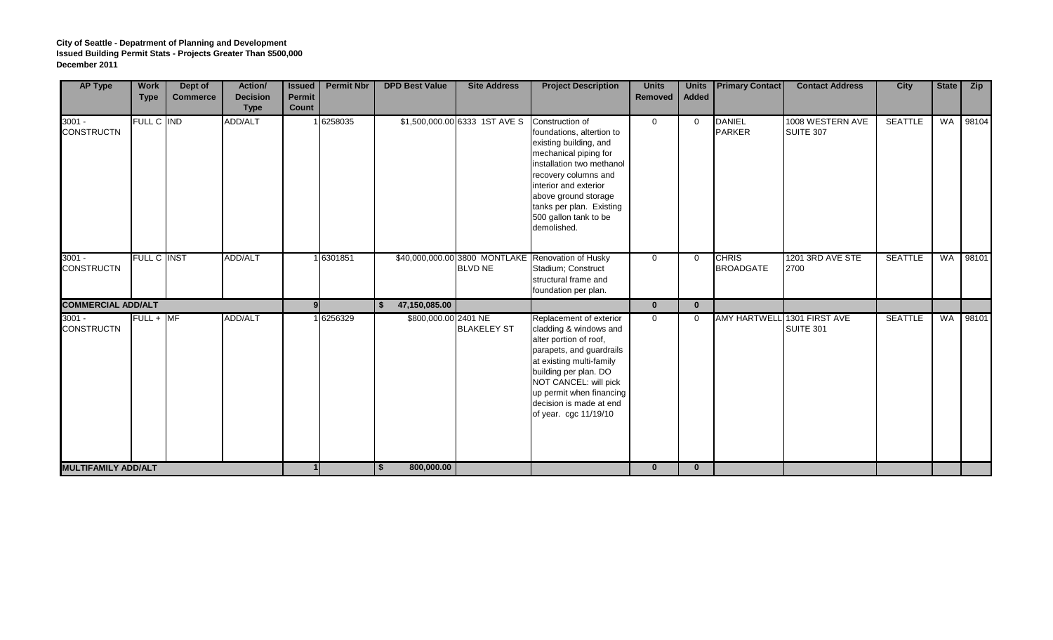**City of Seattle - Depatrment of Planning and Development**
**Issued Building Permit Stats - Projects Greater Than $500,000**
**December 2011**

| AP Type | Work Type | Dept of Commerce | Action/ Decision Type | Issued Permit Count | Permit Nbr | DPD Best Value | Site Address | Project Description | Units Removed | Units Added | Primary Contact | Contact Address | City | State | Zip |
|---|---|---|---|---|---|---|---|---|---|---|---|---|---|---|---|
| 3001 - CONSTRUCTN | FULL C | IND | ADD/ALT | 1 | 6258035 | $1,500,000.00 | 6333 1ST AVE S | Construction of foundations, altertion to existing building, and mechanical piping for installation two methanol recovery columns and interior and exterior above ground storage tanks per plan. Existing 500 gallon tank to be demolished. | 0 | 0 | DANIEL PARKER | 1008 WESTERN AVE SUITE 307 | SEATTLE | WA | 98104 |
| 3001 - CONSTRUCTN | FULL C | INST | ADD/ALT | 1 | 6301851 | $40,000,000.00 | 3800 MONTLAKE BLVD NE | Renovation of Husky Stadium; Construct structural frame and foundation per plan. | 0 | 0 | CHRIS BROADGATE | 1201 3RD AVE STE 2700 | SEATTLE | WA | 98101 |
| **COMMERCIAL ADD/ALT** | | | | **9** | | **$ 47,150,085.00** | | | **0** | **0** | | | | | |
| 3001 - CONSTRUCTN | FULL + | MF | ADD/ALT | 1 | 6256329 | $800,000.00 | 2401 NE BLAKELEY ST | Replacement of exterior cladding & windows and alter portion of roof, parapets, and guardrails at existing multi-family building per plan. DO NOT CANCEL: will pick up permit when financing decision is made at end of year. cgc 11/19/10 | 0 | 0 | AMY HARTWELL | 1301 FIRST AVE SUITE 301 | SEATTLE | WA | 98101 |
| **MULTIFAMILY ADD/ALT** | | | | **1** | | **$ 800,000.00** | | | **0** | **0** | | | | | |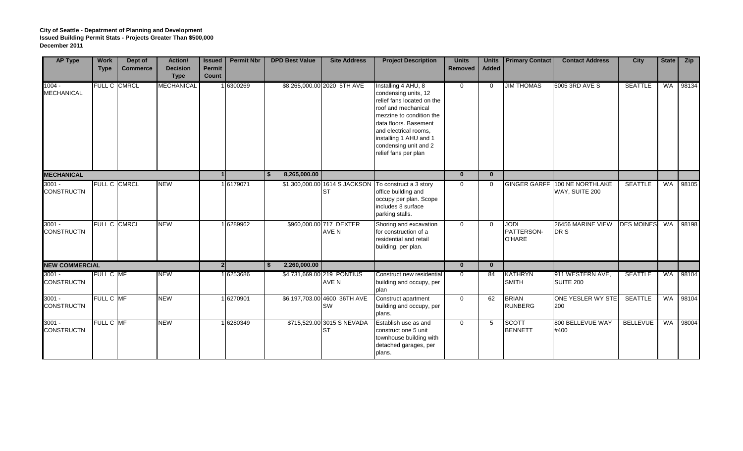**City of Seattle - Depatrment of Planning and Development**
**Issued Building Permit Stats - Projects Greater Than $500,000**
**December 2011**

| AP Type | Work Type | Dept of Commerce | Action/ Decision Type | Issued Permit Count | Permit Nbr | DPD Best Value | Site Address | Project Description | Units Removed | Units Added | Primary Contact | Contact Address | City | State | Zip |
|---|---|---|---|---|---|---|---|---|---|---|---|---|---|---|---|
| 1004 - MECHANICAL | FULL C | CMRCL | MECHANICAL | 1 | 6300269 | $8,265,000.00 | 2020 5TH AVE | Installing 4 AHU, 8 condensing units, 12 relief fans located on the roof and mechanical mezzine to condition the data floors. Basement and electrical rooms, installing 1 AHU and 1 condensing unit and 2 relief fans per plan | 0 | 0 | JIM THOMAS | 5005 3RD AVE S | SEATTLE | WA | 98134 |
| **MECHANICAL** | | | | **1** | | **$ 8,265,000.00** | | | **0** | **0** | | | | | |
| 3001 - CONSTRUCTN | FULL C | CMRCL | NEW | 1 | 6179071 | $1,300,000.00 | 1614 S JACKSON ST | To construct a 3 story office building and occupy per plan. Scope includes 8 surface parking stalls. | 0 | 0 | GINGER GARFF | 100 NE NORTHLAKE WAY, SUITE 200 | SEATTLE | WA | 98105 |
| 3001 - CONSTRUCTN | FULL C | CMRCL | NEW | 1 | 6289962 | $960,000.00 | 717 DEXTER AVE N | Shoring and excavation for construction of a residential and retail building, per plan. | 0 | 0 | JODI PATTERSON-O'HARE | 26456 MARINE VIEW DR S | DES MOINES | WA | 98198 |
| **NEW COMMERCIAL** | | | | **2** | | **$ 2,260,000.00** | | | **0** | **0** | | | | | |
| 3001 - CONSTRUCTN | FULL C | MF | NEW | 1 | 6253686 | $4,731,669.00 | 219 PONTIUS AVE N | Construct new residential building and occupy, per plan | 0 | 84 | KATHRYN SMITH | 911 WESTERN AVE, SUITE 200 | SEATTLE | WA | 98104 |
| 3001 - CONSTRUCTN | FULL C | MF | NEW | 1 | 6270901 | $6,197,703.00 | 4600 36TH AVE SW | Construct apartment building and occupy, per plans. | 0 | 62 | BRIAN RUNBERG | ONE YESLER WY STE 200 | SEATTLE | WA | 98104 |
| 3001 - CONSTRUCTN | FULL C | MF | NEW | 1 | 6280349 | $715,529.00 | 3015 S NEVADA ST | Establish use as and construct one 5 unit townhouse building with detached garages, per plans. | 0 | 5 | SCOTT BENNETT | 800 BELLEVUE WAY #400 | BELLEVUE | WA | 98004 |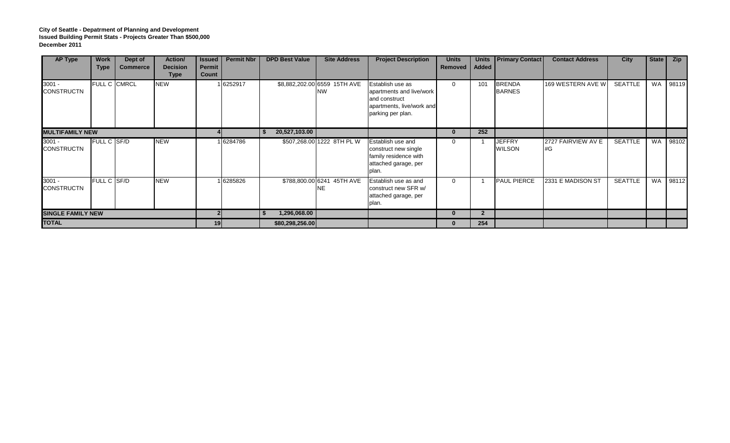**City of Seattle - Depatrment of Planning and Development**
**Issued Building Permit Stats - Projects Greater Than $500,000**
**December 2011**

| AP Type | Work Type | Dept of Commerce | Action/ Decision Type | Issued Permit Count | Permit Nbr | DPD Best Value | Site Address | Project Description | Units Removed | Units Added | Primary Contact | Contact Address | City | State | Zip |
|---|---|---|---|---|---|---|---|---|---|---|---|---|---|---|---|
| 3001 - CONSTRUCTN | FULL C | CMRCL | NEW | 1 | 6252917 | $8,882,202.00 | 6559 15TH AVE NW | Establish use as apartments and live/work and construct apartments, live/work and parking per plan. | 0 | 101 | BRENDA BARNES | 169 WESTERN AVE W | SEATTLE | WA | 98119 |
| **MULTIFAMILY NEW** | | | | **4** | | **$ 20,527,103.00** | | | **0** | **252** | | | | | |
| 3001 - CONSTRUCTN | FULL C | SF/D | NEW | 1 | 6284786 | $507,268.00 | 1222 8TH PL W | Establish use and construct new single family residence with attached garage, per plan. | 0 | 1 | JEFFRY WILSON | 2727 FAIRVIEW AV E #G | SEATTLE | WA | 98102 |
| 3001 - CONSTRUCTN | FULL C | SF/D | NEW | 1 | 6285826 | $788,800.00 | 6241 45TH AVE NE | Establish use as and construct new SFR w/ attached garage, per plan. | 0 | 1 | PAUL PIERCE | 2331 E MADISON ST | SEATTLE | WA | 98112 |
| **SINGLE FAMILY NEW** | | | | **2** | | **$ 1,296,068.00** | | | **0** | **2** | | | | | |
| **TOTAL** | | | | **19** | | **$80,298,256.00** | | | **0** | **254** | | | | | |